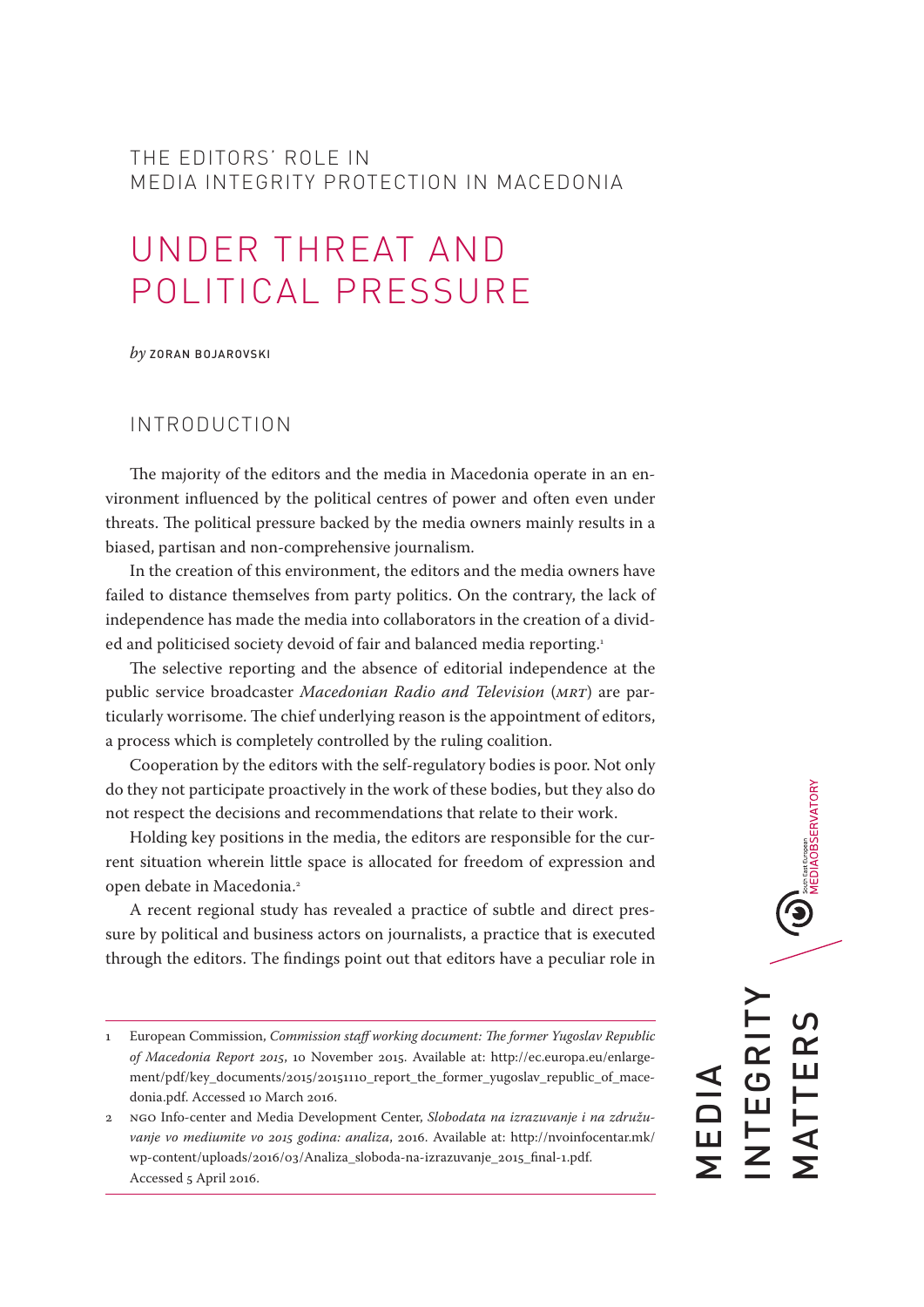THE EDITORS' ROLE IN MEDIA INTEGRITY PROTECTION IN MACEDONIA

# UNDER THREAT AND POLITICAL PRESSURE

*by* ZORAN BOJAROVSKI

## INTRODUCTION

The majority of the editors and the media in Macedonia operate in an environment influenced by the political centres of power and often even under threats. The political pressure backed by the media owners mainly results in a biased, partisan and non-comprehensive journalism.

In the creation of this environment, the editors and the media owners have failed to distance themselves from party politics. On the contrary, the lack of independence has made the media into collaborators in the creation of a divided and politicised society devoid of fair and balanced media reporting.[1]

The selective reporting and the absence of editorial independence at the public service broadcaster *Macedonian Radio and Television* (*MRT*) are particularly worrisome. The chief underlying reason is the appointment of editors, a process which is completely controlled by the ruling coalition.

Cooperation by the editors with the self-regulatory bodies is poor. Not only do they not participate proactively in the work of these bodies, but they also do not respect the decisions and recommendations that relate to their work.

Holding key positions in the media, the editors are responsible for the current situation wherein little space is allocated for freedom of expression and open debate in Macedonia.[2]

A recent regional study has revealed a practice of subtle and direct pressure by political and business actors on journalists, a practice that is executed through the editors. The findings point out that editors have a peculiar role in

---

1 European Commission, *Commission staff working document: The former Yugoslav Republic of Macedonia Report 2015*, 10 November 2015. Available at: http://ec.europa.eu/enlargement/pdf/key_documents/2015/20151110_report_the_former_yugoslav_republic_of_macedonia.pdf. Accessed 10 March 2016.

2 NGO Info-center and Media Development Center, *Slobodata na izrazuvanje i na združuvanje vo mediumite vo 2015 godina: analiza*, 2016. Available at: http://nvoinfocentar.mk/wp-content/uploads/2016/03/Analiza_sloboda-na-izrazuvanje_2015_final-1.pdf. Accessed 5 April 2016.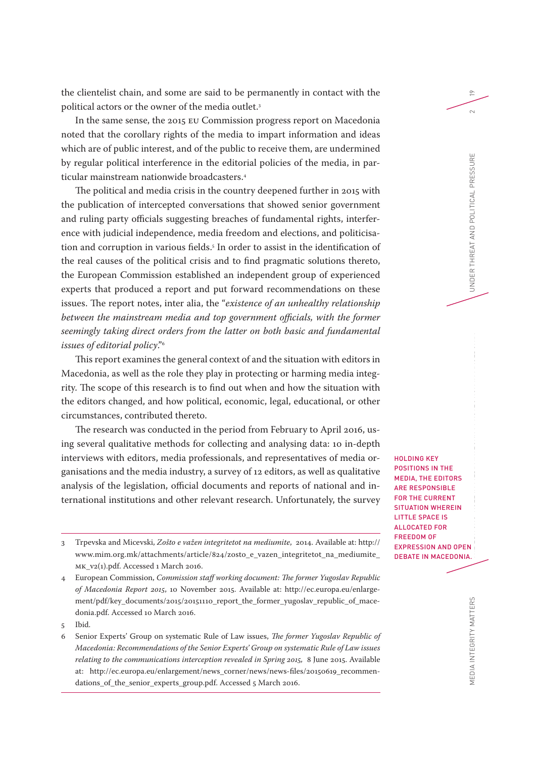the clientelist chain, and some are said to be permanently in contact with the political actors or the owner of the media outlet.[3]

In the same sense, the 2015 EU Commission progress report on Macedonia noted that the corollary rights of the media to impart information and ideas which are of public interest, and of the public to receive them, are undermined by regular political interference in the editorial policies of the media, in particular mainstream nationwide broadcasters.[4]

The political and media crisis in the country deepened further in 2015 with the publication of intercepted conversations that showed senior government and ruling party officials suggesting breaches of fundamental rights, interference with judicial independence, media freedom and elections, and politicisation and corruption in various fields.[5] In order to assist in the identification of the real causes of the political crisis and to find pragmatic solutions thereto, the European Commission established an independent group of experienced experts that produced a report and put forward recommendations on these issues. The report notes, inter alia, the "*existence of an unhealthy relationship between the mainstream media and top government officials, with the former seemingly taking direct orders from the latter on both basic and fundamental issues of editorial policy*."[6]

This report examines the general context of and the situation with editors in Macedonia, as well as the role they play in protecting or harming media integrity. The scope of this research is to find out when and how the situation with the editors changed, and how political, economic, legal, educational, or other circumstances, contributed thereto.

The research was conducted in the period from February to April 2016, using several qualitative methods for collecting and analysing data: 10 in-depth interviews with editors, media professionals, and representatives of media organisations and the media industry, a survey of 12 editors, as well as qualitative analysis of the legislation, official documents and reports of national and international institutions and other relevant research. Unfortunately, the survey

**HOLDING KEY POSITIONS IN THE MEDIA, THE EDITORS ARE RESPONSIBLE FOR THE CURRENT SITUATION WHEREIN LITTLE SPACE IS ALLOCATED FOR FREEDOM OF EXPRESSION AND OPEN DEBATE IN MACEDONIA.**

---

3 Trpevska and Micevski, *Zošto e važen integritetot na mediumite*, 2014. Available at: http://www.mim.org.mk/attachments/article/824/zosto_e_vazen_integritetot_na_mediumite_MK_v2(1).pdf. Accessed 1 March 2016.

4 European Commission, *Commission staff working document: The former Yugoslav Republic of Macedonia Report 2015*, 10 November 2015. Available at: http://ec.europa.eu/enlargement/pdf/key_documents/2015/20151110_report_the_former_yugoslav_republic_of_macedonia.pdf. Accessed 10 March 2016.

5 Ibid.

6 Senior Experts' Group on systematic Rule of Law issues, *The former Yugoslav Republic of Macedonia: Recommendations of the Senior Experts' Group on systematic Rule of Law issues relating to the communications interception revealed in Spring 2015*, 8 June 2015. Available at: http://ec.europa.eu/enlargement/news_corner/news/news-files/20150619_recommendations_of_the_senior_experts_group.pdf. Accessed 5 March 2016.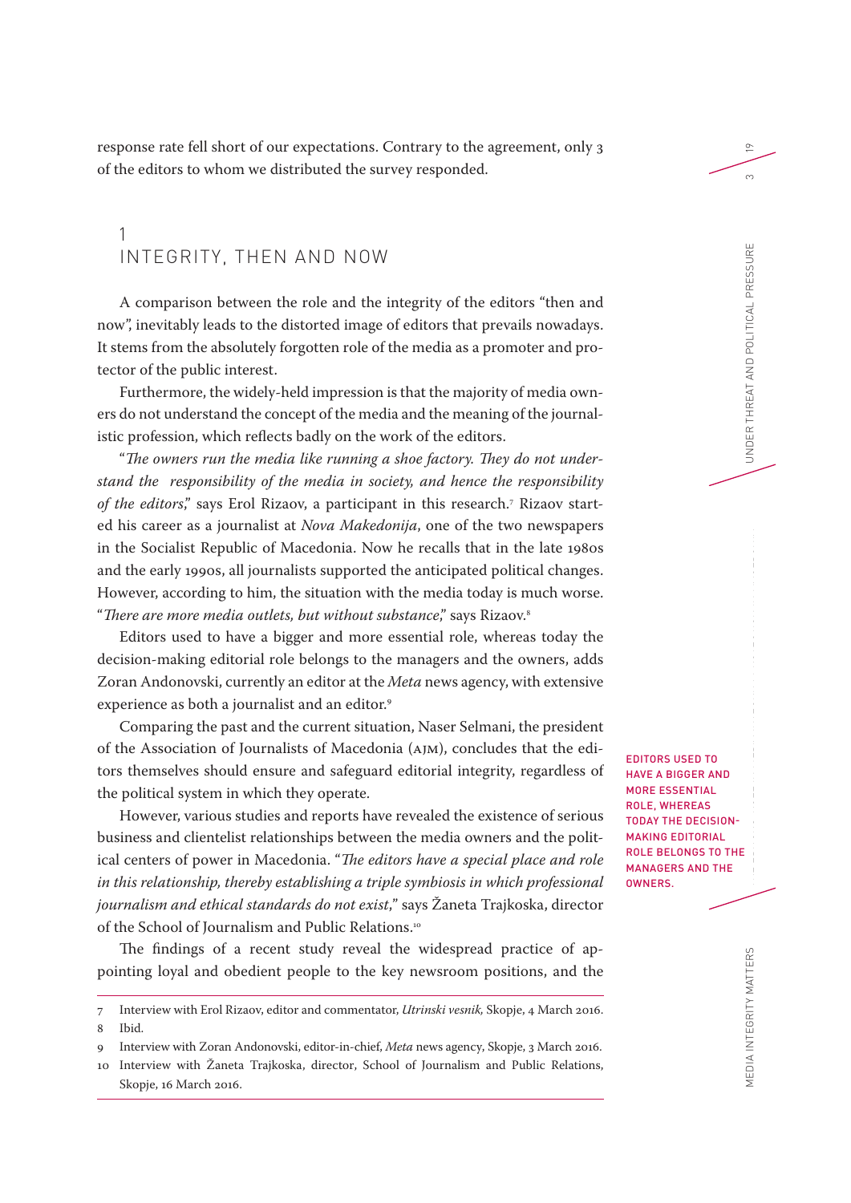response rate fell short of our expectations. Contrary to the agreement, only 3 of the editors to whom we distributed the survey responded.

## 1 INTEGRITY, THEN AND NOW

A comparison between the role and the integrity of the editors "then and now", inevitably leads to the distorted image of editors that prevails nowadays. It stems from the absolutely forgotten role of the media as a promoter and protector of the public interest.

Furthermore, the widely-held impression is that the majority of media owners do not understand the concept of the media and the meaning of the journalistic profession, which reflects badly on the work of the editors.

"*The owners run the media like running a shoe factory. They do not understand the responsibility of the media in society, and hence the responsibility of the editors*," says Erol Rizaov, a participant in this research.[7] Rizaov started his career as a journalist at *Nova Makedonija*, one of the two newspapers in the Socialist Republic of Macedonia. Now he recalls that in the late 1980s and the early 1990s, all journalists supported the anticipated political changes. However, according to him, the situation with the media today is much worse. "*There are more media outlets, but without substance*," says Rizaov.[8]

Editors used to have a bigger and more essential role, whereas today the decision-making editorial role belongs to the managers and the owners, adds Zoran Andonovski, currently an editor at the *Meta* news agency, with extensive experience as both a journalist and an editor.[9]

EDITORS USED TO HAVE A BIGGER AND MORE ESSENTIAL ROLE, WHEREAS TODAY THE DECISION-MAKING EDITORIAL ROLE BELONGS TO THE MANAGERS AND THE OWNERS.

Comparing the past and the current situation, Naser Selmani, the president of the Association of Journalists of Macedonia (AJM), concludes that the editors themselves should ensure and safeguard editorial integrity, regardless of the political system in which they operate.

However, various studies and reports have revealed the existence of serious business and clientelist relationships between the media owners and the political centers of power in Macedonia. "*The editors have a special place and role in this relationship, thereby establishing a triple symbiosis in which professional journalism and ethical standards do not exist*," says Žaneta Trajkoska, director of the School of Journalism and Public Relations.[10]

The findings of a recent study reveal the widespread practice of appointing loyal and obedient people to the key newsroom positions, and the

---

7 Interview with Erol Rizaov, editor and commentator, *Utrinski vesnik*, Skopje, 4 March 2016.

8 Ibid.

9 Interview with Zoran Andonovski, editor-in-chief, *Meta* news agency, Skopje, 3 March 2016.

10 Interview with Žaneta Trajkoska, director, School of Journalism and Public Relations, Skopje, 16 March 2016.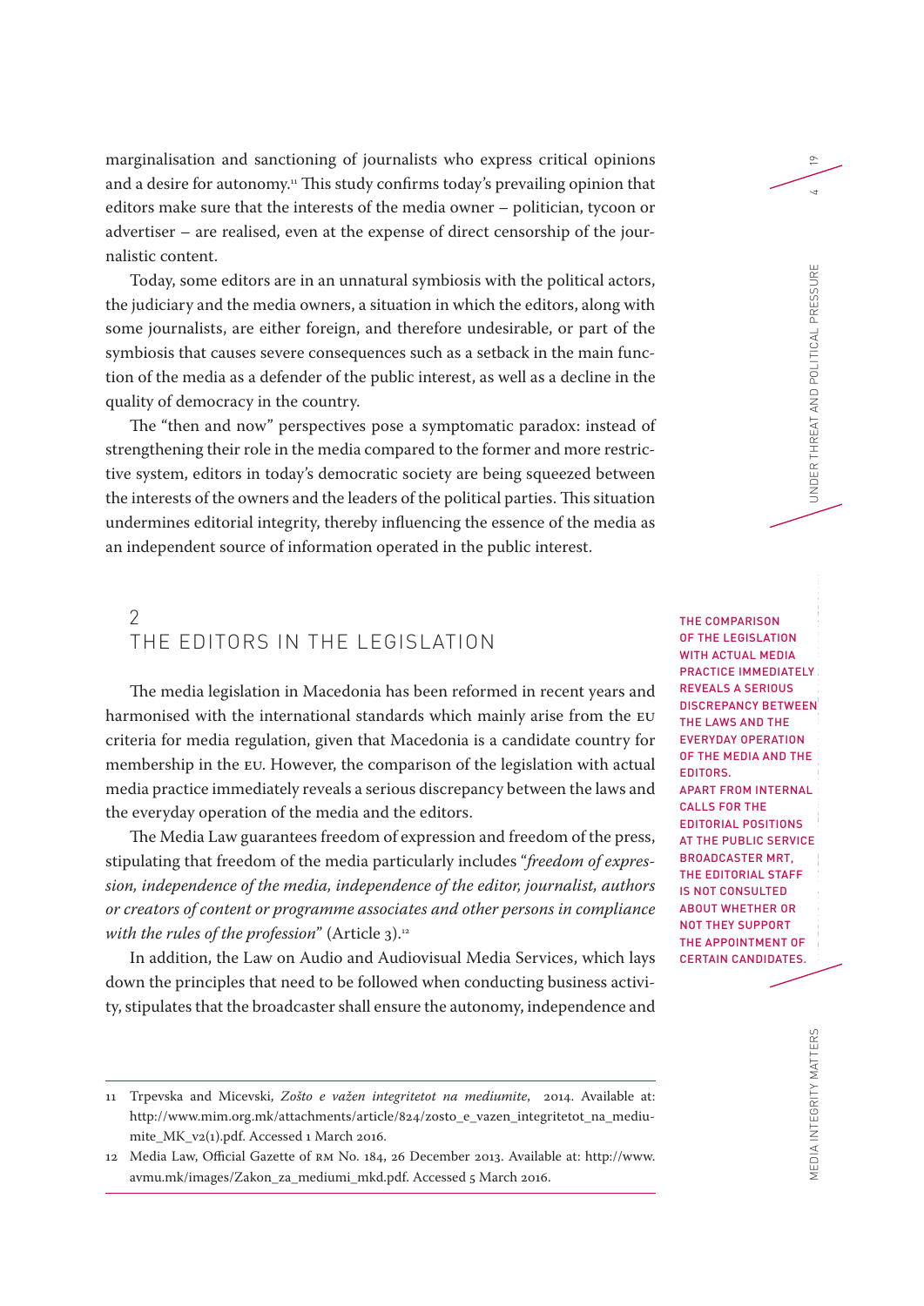marginalisation and sanctioning of journalists who express critical opinions and a desire for autonomy.[11] This study confirms today's prevailing opinion that editors make sure that the interests of the media owner – politician, tycoon or advertiser – are realised, even at the expense of direct censorship of the journalistic content.

Today, some editors are in an unnatural symbiosis with the political actors, the judiciary and the media owners, a situation in which the editors, along with some journalists, are either foreign, and therefore undesirable, or part of the symbiosis that causes severe consequences such as a setback in the main function of the media as a defender of the public interest, as well as a decline in the quality of democracy in the country.

The "then and now" perspectives pose a symptomatic paradox: instead of strengthening their role in the media compared to the former and more restrictive system, editors in today's democratic society are being squeezed between the interests of the owners and the leaders of the political parties. This situation undermines editorial integrity, thereby influencing the essence of the media as an independent source of information operated in the public interest.

## 2 THE EDITORS IN THE LEGISLATION

The media legislation in Macedonia has been reformed in recent years and harmonised with the international standards which mainly arise from the EU criteria for media regulation, given that Macedonia is a candidate country for membership in the EU. However, the comparison of the legislation with actual media practice immediately reveals a serious discrepancy between the laws and the everyday operation of the media and the editors.

The Media Law guarantees freedom of expression and freedom of the press, stipulating that freedom of the media particularly includes "*freedom of expression, independence of the media, independence of the editor, journalist, authors or creators of content or programme associates and other persons in compliance with the rules of the profession*" (Article 3).[12]

In addition, the Law on Audio and Audiovisual Media Services, which lays down the principles that need to be followed when conducting business activity, stipulates that the broadcaster shall ensure the autonomy, independence and

THE COMPARISON OF THE LEGISLATION WITH ACTUAL MEDIA PRACTICE IMMEDIATELY REVEALS A SERIOUS DISCREPANCY BETWEEN THE LAWS AND THE EVERYDAY OPERATION OF THE MEDIA AND THE EDITORS.
APART FROM INTERNAL CALLS FOR THE EDITORIAL POSITIONS AT THE PUBLIC SERVICE BROADCASTER MRT, THE EDITORIAL STAFF IS NOT CONSULTED ABOUT WHETHER OR NOT THEY SUPPORT THE APPOINTMENT OF CERTAIN CANDIDATES.

---

11 Trpevska and Micevski, *Zošto e važen integritetot na mediumite*, 2014. Available at: http://www.mim.org.mk/attachments/article/824/zosto_e_vazen_integritetot_na_mediumite_MK_v2(1).pdf. Accessed 1 March 2016.

12 Media Law, Official Gazette of RM No. 184, 26 December 2013. Available at: http://www.avmu.mk/images/Zakon_za_mediumi_mkd.pdf. Accessed 5 March 2016.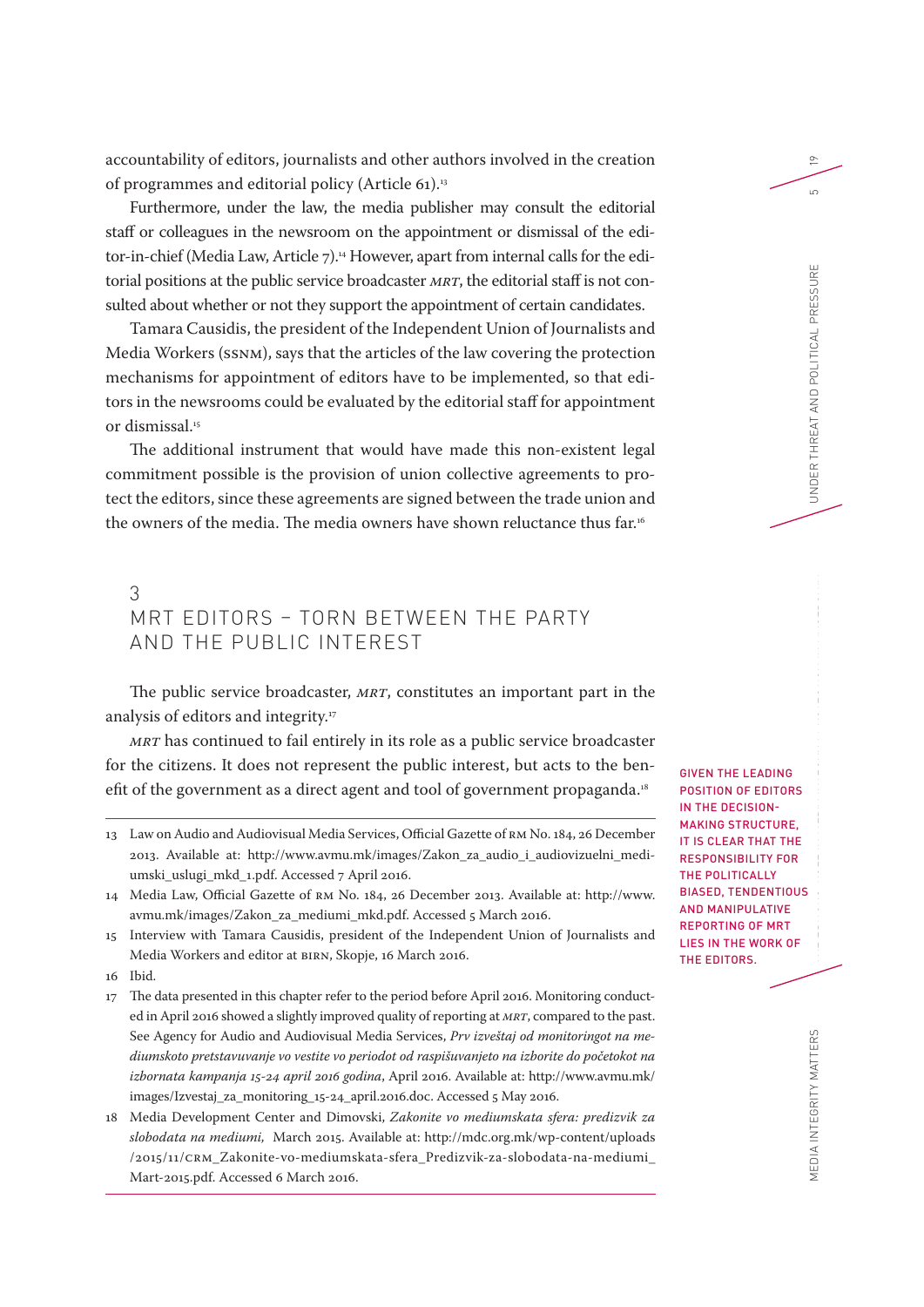accountability of editors, journalists and other authors involved in the creation of programmes and editorial policy (Article 61).[13]

Furthermore, under the law, the media publisher may consult the editorial staff or colleagues in the newsroom on the appointment or dismissal of the editor-in-chief (Media Law, Article 7).[14] However, apart from internal calls for the editorial positions at the public service broadcaster *MRT*, the editorial staff is not consulted about whether or not they support the appointment of certain candidates.

Tamara Causidis, the president of the Independent Union of Journalists and Media Workers (SSNM), says that the articles of the law covering the protection mechanisms for appointment of editors have to be implemented, so that editors in the newsrooms could be evaluated by the editorial staff for appointment or dismissal.[15]

The additional instrument that would have made this non-existent legal commitment possible is the provision of union collective agreements to protect the editors, since these agreements are signed between the trade union and the owners of the media. The media owners have shown reluctance thus far.[16]

## 3 MRT EDITORS – TORN BETWEEN THE PARTY AND THE PUBLIC INTEREST

The public service broadcaster, *MRT*, constitutes an important part in the analysis of editors and integrity.[17]

*MRT* has continued to fail entirely in its role as a public service broadcaster for the citizens. It does not represent the public interest, but acts to the benefit of the government as a direct agent and tool of government propaganda.[18]

**GIVEN THE LEADING POSITION OF EDITORS IN THE DECISION-MAKING STRUCTURE, IT IS CLEAR THAT THE RESPONSIBILITY FOR THE POLITICALLY BIASED, TENDENTIOUS AND MANIPULATIVE REPORTING OF MRT LIES IN THE WORK OF THE EDITORS.**

---

13 Law on Audio and Audiovisual Media Services, Official Gazette of RM No. 184, 26 December 2013. Available at: http://www.avmu.mk/images/Zakon_za_audio_i_audiovizuelni_mediumski_uslugi_mkd_1.pdf. Accessed 7 April 2016.

14 Media Law, Official Gazette of RM No. 184, 26 December 2013. Available at: http://www.avmu.mk/images/Zakon_za_mediumi_mkd.pdf. Accessed 5 March 2016.

15 Interview with Tamara Causidis, president of the Independent Union of Journalists and Media Workers and editor at BIRN, Skopje, 16 March 2016.

16 Ibid.

17 The data presented in this chapter refer to the period before April 2016. Monitoring conducted in April 2016 showed a slightly improved quality of reporting at *MRT*, compared to the past. See Agency for Audio and Audiovisual Media Services, *Prv izveštaj od monitoringot na mediumskoto pretstavuvanje vo vestite vo periodot od raspišuvanjeto na izborite do početokot na izbornata kampanja 15-24 april 2016 godina*, April 2016. Available at: http://www.avmu.mk/images/Izvestaj_za_monitoring_15-24_april.2016.doc. Accessed 5 May 2016.

18 Media Development Center and Dimovski, *Zakonite vo mediumskata sfera: predizvik za slobodata na mediumi,* March 2015. Available at: http://mdc.org.mk/wp-content/uploads/2015/11/CRM_Zakonite-vo-mediumskata-sfera_Predizvik-za-slobodata-na-mediumi_Mart-2015.pdf. Accessed 6 March 2016.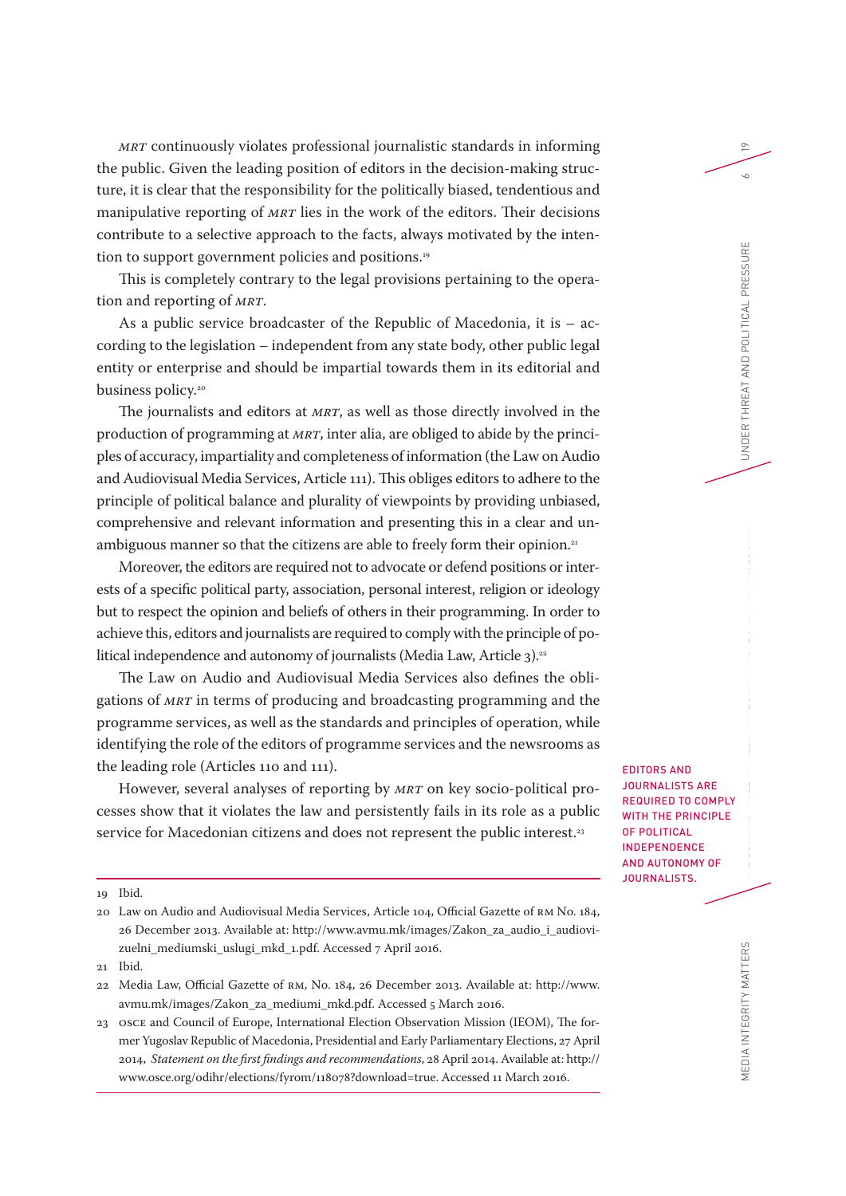*MRT* continuously violates professional journalistic standards in informing the public. Given the leading position of editors in the decision-making structure, it is clear that the responsibility for the politically biased, tendentious and manipulative reporting of *MRT* lies in the work of the editors. Their decisions contribute to a selective approach to the facts, always motivated by the intention to support government policies and positions.[19]

This is completely contrary to the legal provisions pertaining to the operation and reporting of *MRT*.

As a public service broadcaster of the Republic of Macedonia, it is – according to the legislation – independent from any state body, other public legal entity or enterprise and should be impartial towards them in its editorial and business policy.[20]

The journalists and editors at *MRT*, as well as those directly involved in the production of programming at *MRT*, inter alia, are obliged to abide by the principles of accuracy, impartiality and completeness of information (the Law on Audio and Audiovisual Media Services, Article 111). This obliges editors to adhere to the principle of political balance and plurality of viewpoints by providing unbiased, comprehensive and relevant information and presenting this in a clear and unambiguous manner so that the citizens are able to freely form their opinion.[21]

Moreover, the editors are required not to advocate or defend positions or interests of a specific political party, association, personal interest, religion or ideology but to respect the opinion and beliefs of others in their programming. In order to achieve this, editors and journalists are required to comply with the principle of political independence and autonomy of journalists (Media Law, Article 3).[22]

The Law on Audio and Audiovisual Media Services also defines the obligations of *MRT* in terms of producing and broadcasting programming and the programme services, as well as the standards and principles of operation, while identifying the role of the editors of programme services and the newsrooms as the leading role (Articles 110 and 111).

However, several analyses of reporting by *MRT* on key socio-political processes show that it violates the law and persistently fails in its role as a public service for Macedonian citizens and does not represent the public interest.[23]

EDITORS AND JOURNALISTS ARE REQUIRED TO COMPLY WITH THE PRINCIPLE OF POLITICAL INDEPENDENCE AND AUTONOMY OF JOURNALISTS.

---

19 Ibid.

20 Law on Audio and Audiovisual Media Services, Article 104, Official Gazette of RM No. 184, 26 December 2013. Available at: http://www.avmu.mk/images/Zakon_za_audio_i_audiovizuelni_mediumski_uslugi_mkd_1.pdf. Accessed 7 April 2016.

21 Ibid.

22 Media Law, Official Gazette of RM, No. 184, 26 December 2013. Available at: http://www.avmu.mk/images/Zakon_za_mediumi_mkd.pdf. Accessed 5 March 2016.

23 OSCE and Council of Europe, International Election Observation Mission (IEOM), The former Yugoslav Republic of Macedonia, Presidential and Early Parliamentary Elections, 27 April 2014, *Statement on the first findings and recommendations*, 28 April 2014. Available at: http://www.osce.org/odihr/elections/fyrom/118078?download=true. Accessed 11 March 2016.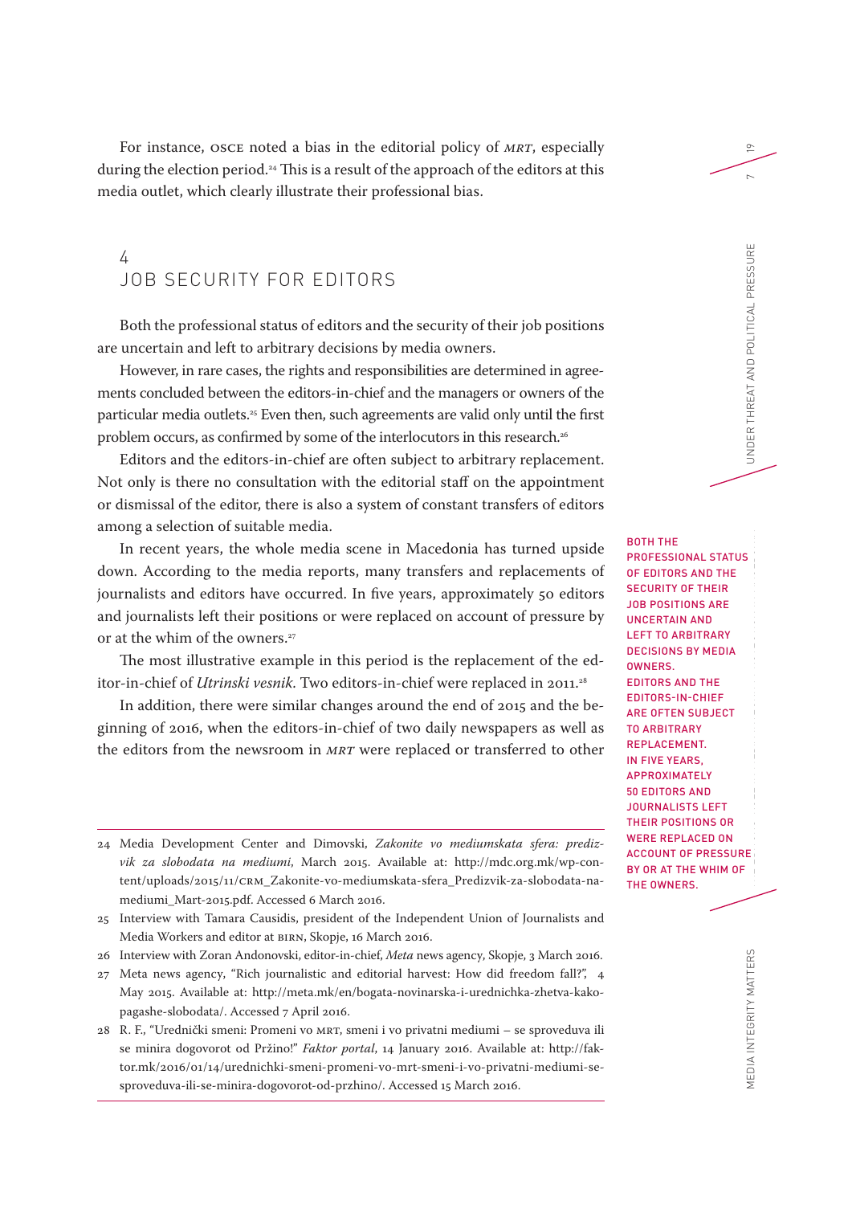For instance, OSCE noted a bias in the editorial policy of *MRT*, especially during the election period.[24] This is a result of the approach of the editors at this media outlet, which clearly illustrate their professional bias.

## 4 JOB SECURITY FOR EDITORS

Both the professional status of editors and the security of their job positions are uncertain and left to arbitrary decisions by media owners.

However, in rare cases, the rights and responsibilities are determined in agreements concluded between the editors-in-chief and the managers or owners of the particular media outlets.[25] Even then, such agreements are valid only until the first problem occurs, as confirmed by some of the interlocutors in this research.[26]

Editors and the editors-in-chief are often subject to arbitrary replacement. Not only is there no consultation with the editorial staff on the appointment or dismissal of the editor, there is also a system of constant transfers of editors among a selection of suitable media.

In recent years, the whole media scene in Macedonia has turned upside down. According to the media reports, many transfers and replacements of journalists and editors have occurred. In five years, approximately 50 editors and journalists left their positions or were replaced on account of pressure by or at the whim of the owners.[27]

The most illustrative example in this period is the replacement of the editor-in-chief of *Utrinski vesnik*. Two editors-in-chief were replaced in 2011.[28]

In addition, there were similar changes around the end of 2015 and the beginning of 2016, when the editors-in-chief of two daily newspapers as well as the editors from the newsroom in *MRT* were replaced or transferred to other

**BOTH THE PROFESSIONAL STATUS OF EDITORS AND THE SECURITY OF THEIR JOB POSITIONS ARE UNCERTAIN AND LEFT TO ARBITRARY DECISIONS BY MEDIA OWNERS.**

**EDITORS AND THE EDITORS-IN-CHIEF ARE OFTEN SUBJECT TO ARBITRARY REPLACEMENT.**

**IN FIVE YEARS, APPROXIMATELY 50 EDITORS AND JOURNALISTS LEFT THEIR POSITIONS OR WERE REPLACED ON ACCOUNT OF PRESSURE BY OR AT THE WHIM OF THE OWNERS.**

---

24 Media Development Center and Dimovski, *Zakonite vo mediumskata sfera: predizvik za slobodata na mediumi*, March 2015. Available at: http://mdc.org.mk/wp-content/uploads/2015/11/CRM_Zakonite-vo-mediumskata-sfera_Predizvik-za-slobodata-na-mediumi_Mart-2015.pdf. Accessed 6 March 2016.

25 Interview with Tamara Causidis, president of the Independent Union of Journalists and Media Workers and editor at BIRN, Skopje, 16 March 2016.

26 Interview with Zoran Andonovski, editor-in-chief, *Meta* news agency, Skopje, 3 March 2016.

27 Meta news agency, "Rich journalistic and editorial harvest: How did freedom fall?", 4 May 2015. Available at: http://meta.mk/en/bogata-novinarska-i-urednichka-zhetva-kako-pagashe-slobodata/. Accessed 7 April 2016.

28 R. F., "Urednički smeni: Promeni vo MRT, smeni i vo privatni mediumi – se sproveduva ili se minira dogovorot od Pržino!" *Faktor portal*, 14 January 2016. Available at: http://faktor.mk/2016/01/14/urednichki-smeni-promeni-vo-mrt-smeni-i-vo-privatni-mediumi-se-sproveduva-ili-se-minira-dogovorot-od-przhino/. Accessed 15 March 2016.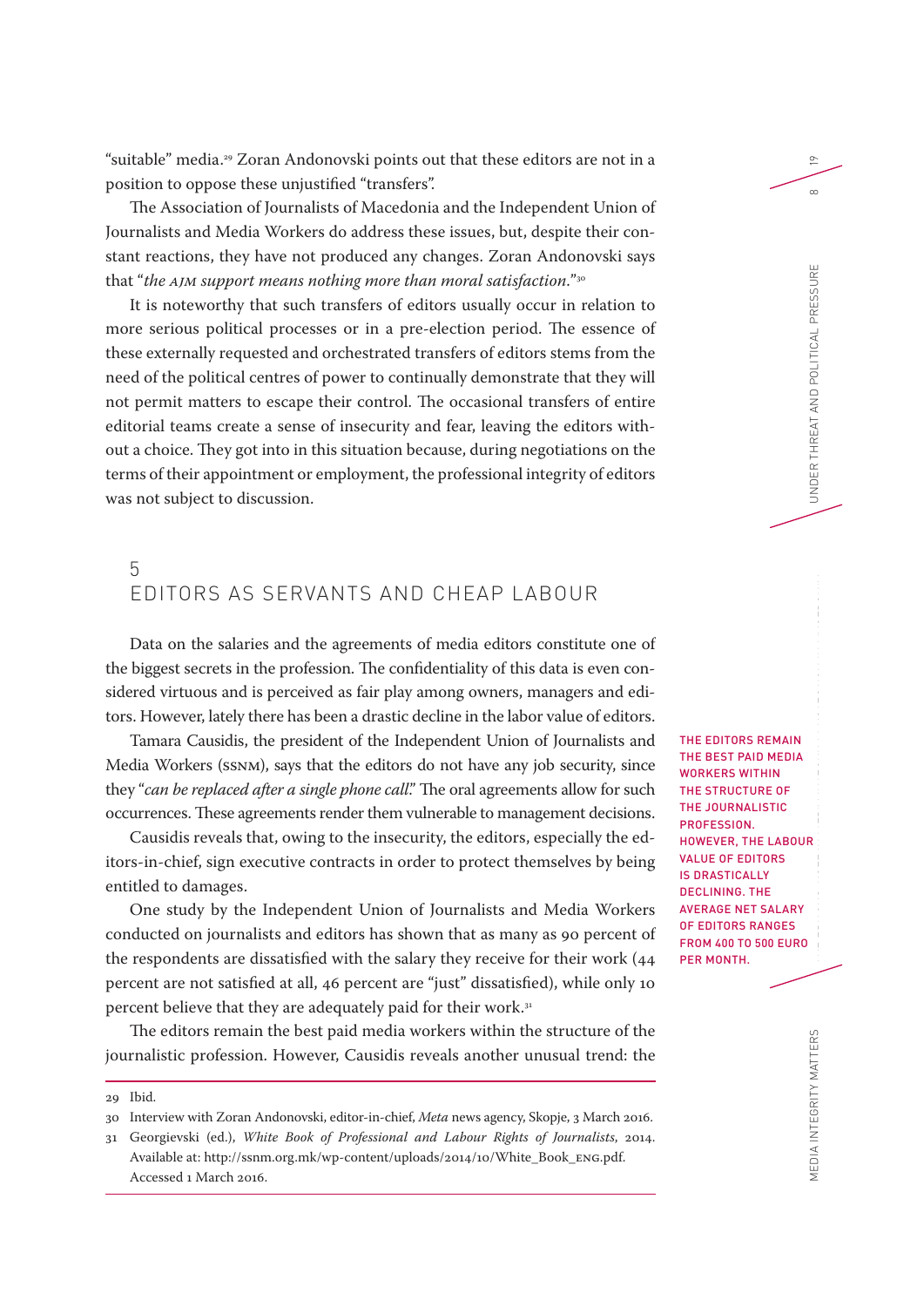"suitable" media.[29] Zoran Andonovski points out that these editors are not in a position to oppose these unjustified "transfers".

The Association of Journalists of Macedonia and the Independent Union of Journalists and Media Workers do address these issues, but, despite their constant reactions, they have not produced any changes. Zoran Andonovski says that "*the AJM support means nothing more than moral satisfaction*."[30]

It is noteworthy that such transfers of editors usually occur in relation to more serious political processes or in a pre-election period. The essence of these externally requested and orchestrated transfers of editors stems from the need of the political centres of power to continually demonstrate that they will not permit matters to escape their control. The occasional transfers of entire editorial teams create a sense of insecurity and fear, leaving the editors without a choice. They got into in this situation because, during negotiations on the terms of their appointment or employment, the professional integrity of editors was not subject to discussion.

## 5 EDITORS AS SERVANTS AND CHEAP LABOUR

Data on the salaries and the agreements of media editors constitute one of the biggest secrets in the profession. The confidentiality of this data is even considered virtuous and is perceived as fair play among owners, managers and editors. However, lately there has been a drastic decline in the labor value of editors.

Tamara Causidis, the president of the Independent Union of Journalists and Media Workers (SSNM), says that the editors do not have any job security, since they "*can be replaced after a single phone call*." The oral agreements allow for such occurrences. These agreements render them vulnerable to management decisions.

Causidis reveals that, owing to the insecurity, the editors, especially the editors-in-chief, sign executive contracts in order to protect themselves by being entitled to damages.

One study by the Independent Union of Journalists and Media Workers conducted on journalists and editors has shown that as many as 90 percent of the respondents are dissatisfied with the salary they receive for their work (44 percent are not satisfied at all, 46 percent are "just" dissatisfied), while only 10 percent believe that they are adequately paid for their work.[31]

**THE EDITORS REMAIN THE BEST PAID MEDIA WORKERS WITHIN THE STRUCTURE OF THE JOURNALISTIC PROFESSION. HOWEVER, THE LABOUR VALUE OF EDITORS IS DRASTICALLY DECLINING. THE AVERAGE NET SALARY OF EDITORS RANGES FROM 400 TO 500 EURO PER MONTH.**

The editors remain the best paid media workers within the structure of the journalistic profession. However, Causidis reveals another unusual trend: the

---

29 Ibid.

30 Interview with Zoran Andonovski, editor-in-chief, *Meta* news agency, Skopje, 3 March 2016.

31 Georgievski (ed.), *White Book of Professional and Labour Rights of Journalists*, 2014. Available at: http://ssnm.org.mk/wp-content/uploads/2014/10/White_Book_ENG.pdf. Accessed 1 March 2016.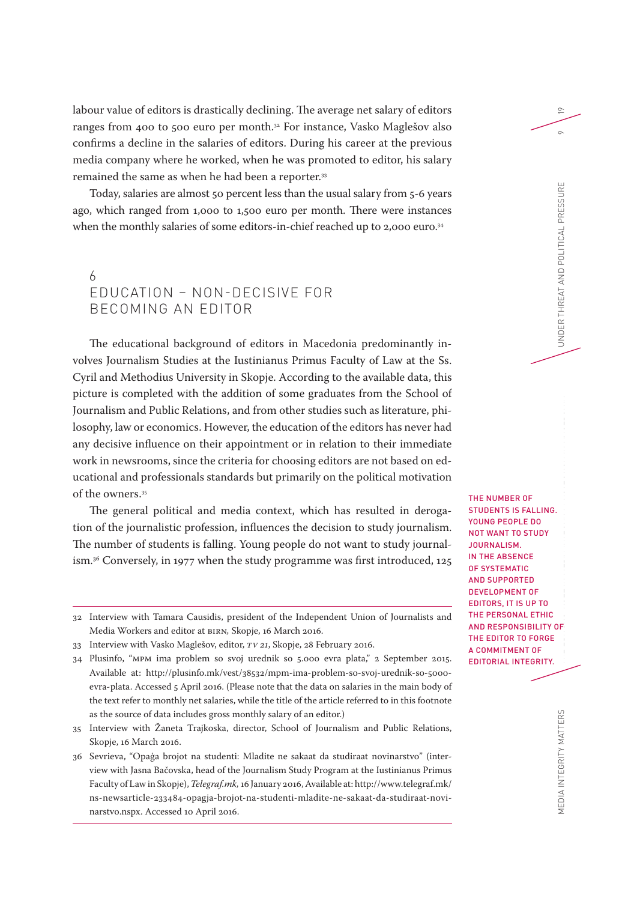labour value of editors is drastically declining. The average net salary of editors ranges from 400 to 500 euro per month.[32] For instance, Vasko Maglešov also confirms a decline in the salaries of editors. During his career at the previous media company where he worked, when he was promoted to editor, his salary remained the same as when he had been a reporter.[33]

Today, salaries are almost 50 percent less than the usual salary from 5-6 years ago, which ranged from 1,000 to 1,500 euro per month. There were instances when the monthly salaries of some editors-in-chief reached up to 2,000 euro.[34]

## 6 EDUCATION – NON-DECISIVE FOR BECOMING AN EDITOR

The educational background of editors in Macedonia predominantly involves Journalism Studies at the Iustinianus Primus Faculty of Law at the Ss. Cyril and Methodius University in Skopje. According to the available data, this picture is completed with the addition of some graduates from the School of Journalism and Public Relations, and from other studies such as literature, philosophy, law or economics. However, the education of the editors has never had any decisive influence on their appointment or in relation to their immediate work in newsrooms, since the criteria for choosing editors are not based on educational and professionals standards but primarily on the political motivation of the owners.[35]

The general political and media context, which has resulted in derogation of the journalistic profession, influences the decision to study journalism. The number of students is falling. Young people do not want to study journalism.[36] Conversely, in 1977 when the study programme was first introduced, 125

THE NUMBER OF STUDENTS IS FALLING. YOUNG PEOPLE DO NOT WANT TO STUDY JOURNALISM. IN THE ABSENCE OF SYSTEMATIC AND SUPPORTED DEVELOPMENT OF EDITORS, IT IS UP TO THE PERSONAL ETHIC AND RESPONSIBILITY OF THE EDITOR TO FORGE A COMMITMENT OF EDITORIAL INTEGRITY.

---

32 Interview with Tamara Causidis, president of the Independent Union of Journalists and Media Workers and editor at BIRN, Skopje, 16 March 2016.

33 Interview with Vasko Maglešov, editor, *TV 21*, Skopje, 28 February 2016.

34 Plusinfo, "MPM ima problem so svoj urednik so 5.000 evra plata," 2 September 2015. Available at: http://plusinfo.mk/vest/38532/mpm-ima-problem-so-svoj-urednik-so-5000-evra-plata. Accessed 5 April 2016. (Please note that the data on salaries in the main body of the text refer to monthly net salaries, while the title of the article referred to in this footnote as the source of data includes gross monthly salary of an editor.)

35 Interview with Žaneta Trajkoska, director, School of Journalism and Public Relations, Skopje, 16 March 2016.

36 Sevrieva, "Opaǵa brojot na studenti: Mladite ne sakaat da studiraat novinarstvo" (interview with Jasna Bačovska, head of the Journalism Study Program at the Iustinianus Primus Faculty of Law in Skopje), *Telegraf.mk*, 16 January 2016, Available at: http://www.telegraf.mk/ns-newsarticle-233484-opagja-brojot-na-studenti-mladite-ne-sakaat-da-studiraat-novinarstvo.nspx. Accessed 10 April 2016.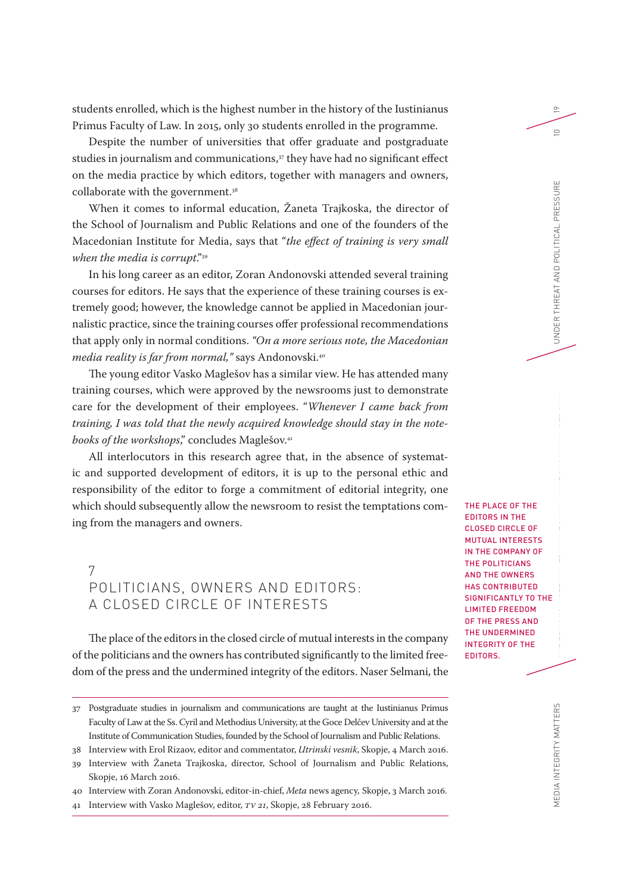students enrolled, which is the highest number in the history of the Iustinianus Primus Faculty of Law. In 2015, only 30 students enrolled in the programme.

Despite the number of universities that offer graduate and postgraduate studies in journalism and communications,[37] they have had no significant effect on the media practice by which editors, together with managers and owners, collaborate with the government.[38]

When it comes to informal education, Žaneta Trajkoska, the director of the School of Journalism and Public Relations and one of the founders of the Macedonian Institute for Media, says that "*the effect of training is very small when the media is corrupt*."[39]

In his long career as an editor, Zoran Andonovski attended several training courses for editors. He says that the experience of these training courses is extremely good; however, the knowledge cannot be applied in Macedonian journalistic practice, since the training courses offer professional recommendations that apply only in normal conditions. *"On a more serious note, the Macedonian media reality is far from normal,"* says Andonovski.[40]

The young editor Vasko Maglešov has a similar view. He has attended many training courses, which were approved by the newsrooms just to demonstrate care for the development of their employees. "*Whenever I came back from training, I was told that the newly acquired knowledge should stay in the notebooks of the workshops*," concludes Maglešov.[41]

All interlocutors in this research agree that, in the absence of systematic and supported development of editors, it is up to the personal ethic and responsibility of the editor to forge a commitment of editorial integrity, one which should subsequently allow the newsroom to resist the temptations coming from the managers and owners.

## 7 POLITICIANS, OWNERS AND EDITORS: A CLOSED CIRCLE OF INTERESTS

THE PLACE OF THE EDITORS IN THE CLOSED CIRCLE OF MUTUAL INTERESTS IN THE COMPANY OF THE POLITICIANS AND THE OWNERS HAS CONTRIBUTED SIGNIFICANTLY TO THE LIMITED FREEDOM OF THE PRESS AND THE UNDERMINED INTEGRITY OF THE EDITORS.

The place of the editors in the closed circle of mutual interests in the company of the politicians and the owners has contributed significantly to the limited freedom of the press and the undermined integrity of the editors. Naser Selmani, the

---

37 Postgraduate studies in journalism and communications are taught at the Iustinianus Primus Faculty of Law at the Ss. Cyril and Methodius University, at the Goce Delčev University and at the Institute of Communication Studies, founded by the School of Journalism and Public Relations.

38 Interview with Erol Rizaov, editor and commentator, *Utrinski vesnik*, Skopje, 4 March 2016.

39 Interview with Žaneta Trajkoska, director, School of Journalism and Public Relations, Skopje, 16 March 2016.

40 Interview with Zoran Andonovski, editor-in-chief, *Meta* news agency, Skopje, 3 March 2016.

41 Interview with Vasko Maglešov, editor, *TV 21*, Skopje, 28 February 2016.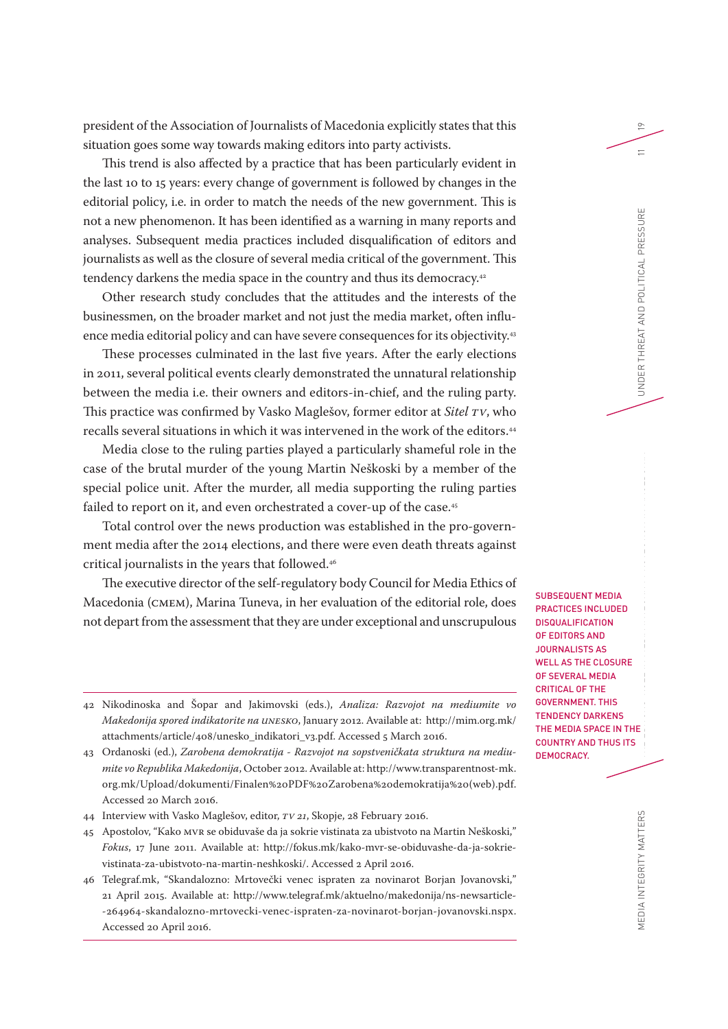president of the Association of Journalists of Macedonia explicitly states that this situation goes some way towards making editors into party activists.

This trend is also affected by a practice that has been particularly evident in the last 10 to 15 years: every change of government is followed by changes in the editorial policy, i.e. in order to match the needs of the new government. This is not a new phenomenon. It has been identified as a warning in many reports and analyses. Subsequent media practices included disqualification of editors and journalists as well as the closure of several media critical of the government. This tendency darkens the media space in the country and thus its democracy.[42]

Other research study concludes that the attitudes and the interests of the businessmen, on the broader market and not just the media market, often influence media editorial policy and can have severe consequences for its objectivity.[43]

These processes culminated in the last five years. After the early elections in 2011, several political events clearly demonstrated the unnatural relationship between the media i.e. their owners and editors-in-chief, and the ruling party. This practice was confirmed by Vasko Maglešov, former editor at *Sitel TV*, who recalls several situations in which it was intervened in the work of the editors.[44]

Media close to the ruling parties played a particularly shameful role in the case of the brutal murder of the young Martin Neškoski by a member of the special police unit. After the murder, all media supporting the ruling parties failed to report on it, and even orchestrated a cover-up of the case.[45]

Total control over the news production was established in the pro-government media after the 2014 elections, and there were even death threats against critical journalists in the years that followed.[46]

The executive director of the self-regulatory body Council for Media Ethics of Macedonia (CMEM), Marina Tuneva, in her evaluation of the editorial role, does not depart from the assessment that they are under exceptional and unscrupulous

SUBSEQUENT MEDIA PRACTICES INCLUDED DISQUALIFICATION OF EDITORS AND JOURNALISTS AS WELL AS THE CLOSURE OF SEVERAL MEDIA CRITICAL OF THE GOVERNMENT. THIS TENDENCY DARKENS THE MEDIA SPACE IN THE COUNTRY AND THUS ITS DEMOCRACY.

---

42 Nikodinoska and Šopar and Jakimovski (eds.), *Analiza: Razvojot na mediumite vo Makedonija spored indikatorite na UNESKO*, January 2012. Available at: http://mim.org.mk/attachments/article/408/unesko_indikatori_v3.pdf. Accessed 5 March 2016.

43 Ordanoski (ed.), *Zarobena demokratija - Razvojot na sopstveničkata struktura na mediumite vo Republika Makedonija*, October 2012. Available at: http://www.transparentnost-mk.org.mk/Upload/dokumenti/Finalen%20PDF%20Zarobena%20demokratija%20(web).pdf. Accessed 20 March 2016.

44 Interview with Vasko Maglešov, editor, *TV 21*, Skopje, 28 February 2016.

45 Apostolov, "Kako MVR se obiduvaše da ja sokrie vistinata za ubistvoto na Martin Neškoski," *Fokus*, 17 June 2011. Available at: http://fokus.mk/kako-mvr-se-obiduvashe-da-ja-sokrie-vistinata-za-ubistvoto-na-martin-neshkoski/. Accessed 2 April 2016.

46 Telegraf.mk, "Skandalozno: Mrtovečki venec ispraten za novinarot Borjan Jovanovski," 21 April 2015. Available at: http://www.telegraf.mk/aktuelno/makedonija/ns-newsarticle--264964-skandalozno-mrtovecki-venec-ispraten-za-novinarot-borjan-jovanovski.nspx. Accessed 20 April 2016.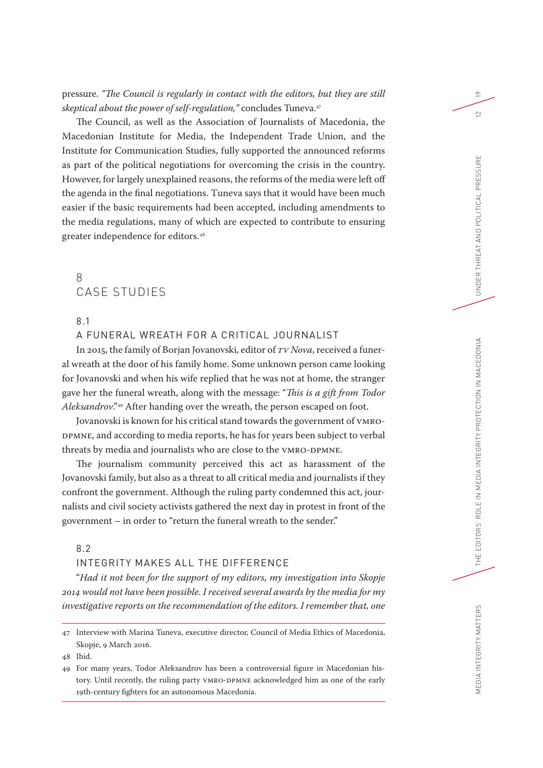pressure. *"The Council is regularly in contact with the editors, but they are still skeptical about the power of self-regulation,"* concludes Tuneva.[47]

The Council, as well as the Association of Journalists of Macedonia, the Macedonian Institute for Media, the Independent Trade Union, and the Institute for Communication Studies, fully supported the announced reforms as part of the political negotiations for overcoming the crisis in the country. However, for largely unexplained reasons, the reforms of the media were left off the agenda in the final negotiations. Tuneva says that it would have been much easier if the basic requirements had been accepted, including amendments to the media regulations, many of which are expected to contribute to ensuring greater independence for editors.[48]

# 8 CASE STUDIES

## 8.1 A FUNERAL WREATH FOR A CRITICAL JOURNALIST

In 2015, the family of Borjan Jovanovski, editor of *TV Nova*, received a funeral wreath at the door of his family home. Some unknown person came looking for Jovanovski and when his wife replied that he was not at home, the stranger gave her the funeral wreath, along with the message: "*This is a gift from Todor Aleksandrov*."[49] After handing over the wreath, the person escaped on foot.

Jovanovski is known for his critical stand towards the government of VMRO-DPMNE, and according to media reports, he has for years been subject to verbal threats by media and journalists who are close to the VMRO-DPMNE.

The journalism community perceived this act as harassment of the Jovanovski family, but also as a threat to all critical media and journalists if they confront the government. Although the ruling party condemned this act, journalists and civil society activists gathered the next day in protest in front of the government – in order to "return the funeral wreath to the sender."

## 8.2 INTEGRITY MAKES ALL THE DIFFERENCE

"*Had it not been for the support of my editors, my investigation into Skopje 2014 would not have been possible. I received several awards by the media for my investigative reports on the recommendation of the editors. I remember that, one*

---

47 Interview with Marina Tuneva, executive director, Council of Media Ethics of Macedonia, Skopje, 9 March 2016.

48 Ibid.

49 For many years, Todor Aleksandrov has been a controversial figure in Macedonian history. Until recently, the ruling party VMRO-DPMNE acknowledged him as one of the early 19th-century fighters for an autonomous Macedonia.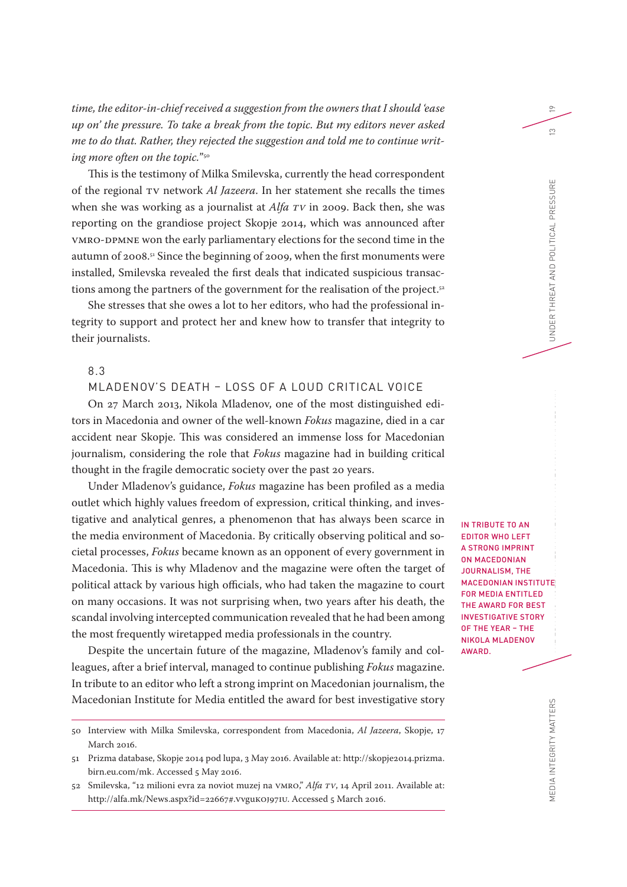*time, the editor-in-chief received a suggestion from the owners that I should 'ease up on' the pressure. To take a break from the topic. But my editors never asked me to do that. Rather, they rejected the suggestion and told me to continue writing more often on the topic."*[50]

This is the testimony of Milka Smilevska, currently the head correspondent of the regional TV network *Al Jazeera*. In her statement she recalls the times when she was working as a journalist at *Alfa TV* in 2009. Back then, she was reporting on the grandiose project Skopje 2014, which was announced after VMRO-DPMNE won the early parliamentary elections for the second time in the autumn of 2008.[51] Since the beginning of 2009, when the first monuments were installed, Smilevska revealed the first deals that indicated suspicious transactions among the partners of the government for the realisation of the project.[52]

She stresses that she owes a lot to her editors, who had the professional integrity to support and protect her and knew how to transfer that integrity to their journalists.

## 8.3 MLADENOV'S DEATH – LOSS OF A LOUD CRITICAL VOICE

On 27 March 2013, Nikola Mladenov, one of the most distinguished editors in Macedonia and owner of the well-known *Fokus* magazine, died in a car accident near Skopje. This was considered an immense loss for Macedonian journalism, considering the role that *Fokus* magazine had in building critical thought in the fragile democratic society over the past 20 years.

Under Mladenov's guidance, *Fokus* magazine has been profiled as a media outlet which highly values freedom of expression, critical thinking, and investigative and analytical genres, a phenomenon that has always been scarce in the media environment of Macedonia. By critically observing political and societal processes, *Fokus* became known as an opponent of every government in Macedonia. This is why Mladenov and the magazine were often the target of political attack by various high officials, who had taken the magazine to court on many occasions. It was not surprising when, two years after his death, the scandal involving intercepted communication revealed that he had been among the most frequently wiretapped media professionals in the country.

Despite the uncertain future of the magazine, Mladenov's family and colleagues, after a brief interval, managed to continue publishing *Fokus* magazine. In tribute to an editor who left a strong imprint on Macedonian journalism, the Macedonian Institute for Media entitled the award for best investigative story

IN TRIBUTE TO AN EDITOR WHO LEFT A STRONG IMPRINT ON MACEDONIAN JOURNALISM, THE MACEDONIAN INSTITUTE FOR MEDIA ENTITLED THE AWARD FOR BEST INVESTIGATIVE STORY OF THE YEAR – THE NIKOLA MLADENOV AWARD.

---

50 Interview with Milka Smilevska, correspondent from Macedonia, *Al Jazeera*, Skopje, 17 March 2016.

51 Prizma database, Skopje 2014 pod lupa, 3 May 2016. Available at: http://skopje2014.prizma.birn.eu.com/mk. Accessed 5 May 2016.

52 Smilevska, "12 milioni evra za noviot muzej na VMRO," *Alfa TV*, 14 April 2011. Available at: http://alfa.mk/News.aspx?id=22667#.VvguKOJ97IU. Accessed 5 March 2016.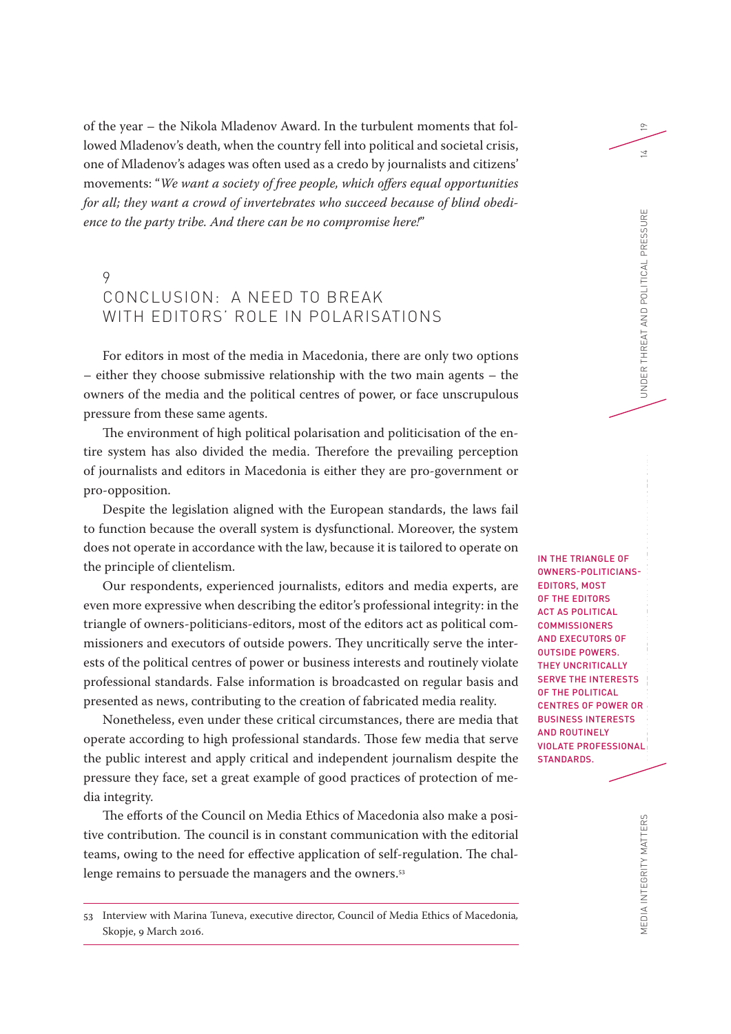of the year – the Nikola Mladenov Award. In the turbulent moments that followed Mladenov's death, when the country fell into political and societal crisis, one of Mladenov's adages was often used as a credo by journalists and citizens' movements: "*We want a society of free people, which offers equal opportunities for all; they want a crowd of invertebrates who succeed because of blind obedience to the party tribe. And there can be no compromise here!*"

## 9 CONCLUSION: A NEED TO BREAK WITH EDITORS' ROLE IN POLARISATIONS

For editors in most of the media in Macedonia, there are only two options – either they choose submissive relationship with the two main agents – the owners of the media and the political centres of power, or face unscrupulous pressure from these same agents.

The environment of high political polarisation and politicisation of the entire system has also divided the media. Therefore the prevailing perception of journalists and editors in Macedonia is either they are pro-government or pro-opposition.

Despite the legislation aligned with the European standards, the laws fail to function because the overall system is dysfunctional. Moreover, the system does not operate in accordance with the law, because it is tailored to operate on the principle of clientelism.

Our respondents, experienced journalists, editors and media experts, are even more expressive when describing the editor's professional integrity: in the triangle of owners-politicians-editors, most of the editors act as political commissioners and executors of outside powers. They uncritically serve the interests of the political centres of power or business interests and routinely violate professional standards. False information is broadcasted on regular basis and presented as news, contributing to the creation of fabricated media reality.

**IN THE TRIANGLE OF OWNERS-POLITICIANS-EDITORS, MOST OF THE EDITORS ACT AS POLITICAL COMMISSIONERS AND EXECUTORS OF OUTSIDE POWERS. THEY UNCRITICALLY SERVE THE INTERESTS OF THE POLITICAL CENTRES OF POWER OR BUSINESS INTERESTS AND ROUTINELY VIOLATE PROFESSIONAL STANDARDS.**

Nonetheless, even under these critical circumstances, there are media that operate according to high professional standards. Those few media that serve the public interest and apply critical and independent journalism despite the pressure they face, set a great example of good practices of protection of media integrity.

The efforts of the Council on Media Ethics of Macedonia also make a positive contribution. The council is in constant communication with the editorial teams, owing to the need for effective application of self-regulation. The challenge remains to persuade the managers and the owners.[53]

---

53 Interview with Marina Tuneva, executive director, Council of Media Ethics of Macedonia, Skopje, 9 March 2016.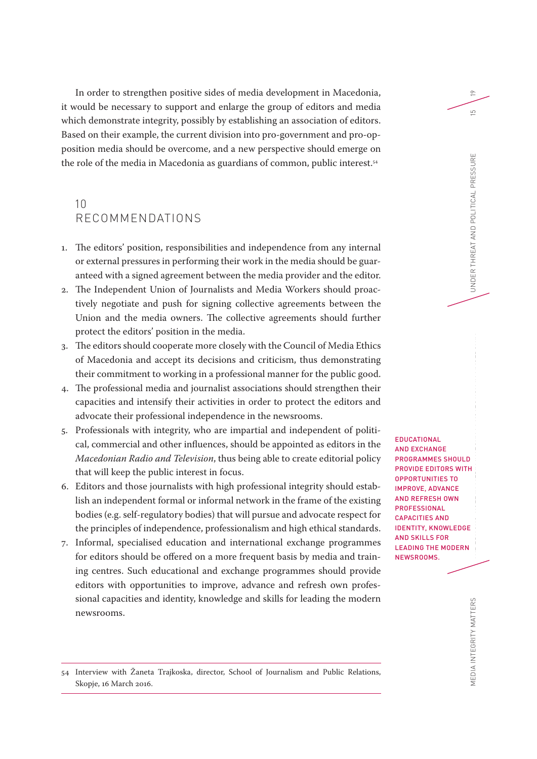In order to strengthen positive sides of media development in Macedonia, it would be necessary to support and enlarge the group of editors and media which demonstrate integrity, possibly by establishing an association of editors. Based on their example, the current division into pro-government and pro-opposition media should be overcome, and a new perspective should emerge on the role of the media in Macedonia as guardians of common, public interest.[54]

## 10 RECOMMENDATIONS

1. The editors' position, responsibilities and independence from any internal or external pressures in performing their work in the media should be guaranteed with a signed agreement between the media provider and the editor.
2. The Independent Union of Journalists and Media Workers should proactively negotiate and push for signing collective agreements between the Union and the media owners. The collective agreements should further protect the editors' position in the media.
3. The editors should cooperate more closely with the Council of Media Ethics of Macedonia and accept its decisions and criticism, thus demonstrating their commitment to working in a professional manner for the public good.
4. The professional media and journalist associations should strengthen their capacities and intensify their activities in order to protect the editors and advocate their professional independence in the newsrooms.
5. Professionals with integrity, who are impartial and independent of political, commercial and other influences, should be appointed as editors in the *Macedonian Radio and Television*, thus being able to create editorial policy that will keep the public interest in focus.
6. Editors and those journalists with high professional integrity should establish an independent formal or informal network in the frame of the existing bodies (e.g. self-regulatory bodies) that will pursue and advocate respect for the principles of independence, professionalism and high ethical standards.
7. Informal, specialised education and international exchange programmes for editors should be offered on a more frequent basis by media and training centres. Such educational and exchange programmes should provide editors with opportunities to improve, advance and refresh own professional capacities and identity, knowledge and skills for leading the modern newsrooms.

EDUCATIONAL AND EXCHANGE PROGRAMMES SHOULD PROVIDE EDITORS WITH OPPORTUNITIES TO IMPROVE, ADVANCE AND REFRESH OWN PROFESSIONAL CAPACITIES AND IDENTITY, KNOWLEDGE AND SKILLS FOR LEADING THE MODERN NEWSROOMS.

---

54 Interview with Žaneta Trajkoska, director, School of Journalism and Public Relations, Skopje, 16 March 2016.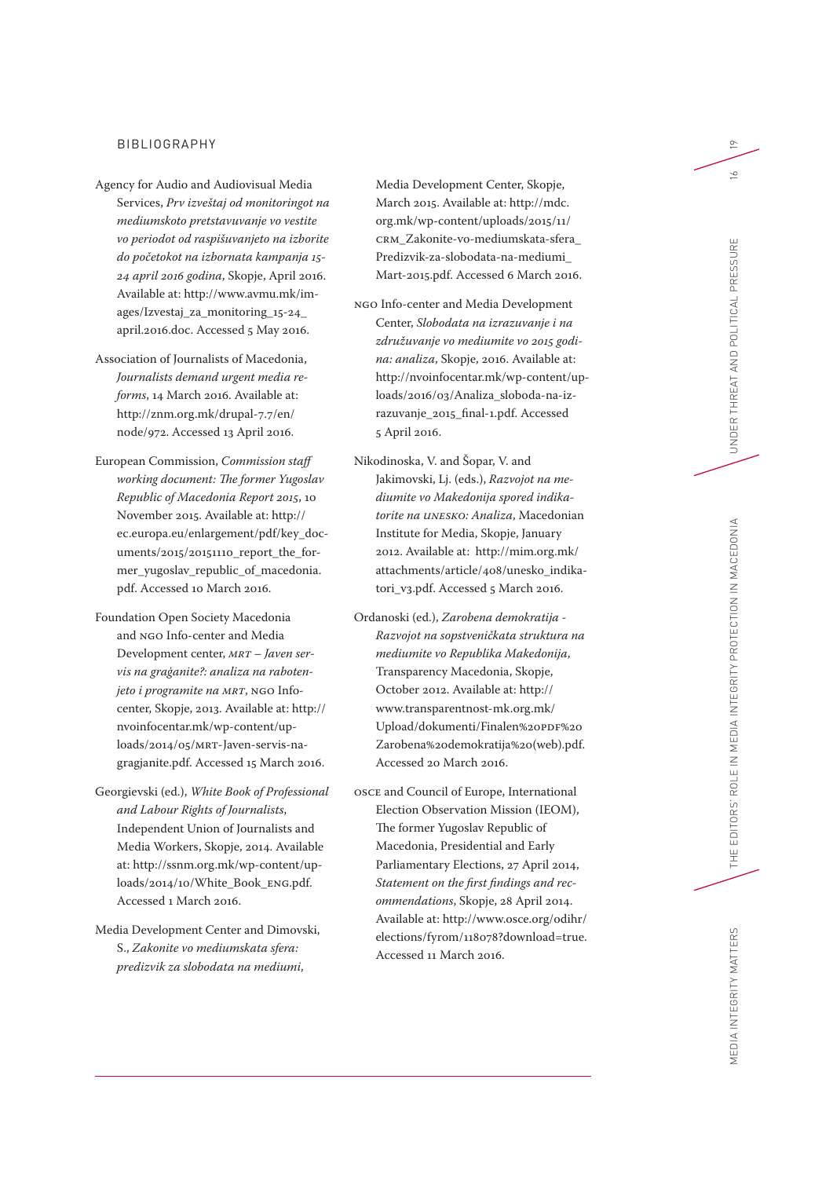## BIBLIOGRAPHY

Agency for Audio and Audiovisual Media Services, *Prv izveštaj od monitoringot na mediumskoto pretstavuvanje vo vestite vo periodot od raspišuvanjeto na izborite do početokot na izbornata kampanja 15-24 april 2016 godina*, Skopje, April 2016. Available at: http://www.avmu.mk/images/Izvestaj_za_monitoring_15-24_april.2016.doc. Accessed 5 May 2016.

Association of Journalists of Macedonia, *Journalists demand urgent media reforms*, 14 March 2016. Available at: http://znm.org.mk/drupal-7.7/en/node/972. Accessed 13 April 2016.

European Commission, *Commission staff working document: The former Yugoslav Republic of Macedonia Report 2015*, 10 November 2015. Available at: http://ec.europa.eu/enlargement/pdf/key_documents/2015/20151110_report_the_former_yugoslav_republic_of_macedonia.pdf. Accessed 10 March 2016.

Foundation Open Society Macedonia and NGO Info-center and Media Development center, *MRT – Javen servis na graǵanite?: analiza na raboten-jeto i programite na MRT*, NGO Info-center, Skopje, 2013. Available at: http://nvoinfocentar.mk/wp-content/uploads/2014/05/MRT-Javen-servis-na-gragjanite.pdf. Accessed 15 March 2016.

Georgievski (ed.), *White Book of Professional and Labour Rights of Journalists*, Independent Union of Journalists and Media Workers, Skopje, 2014. Available at: http://ssnm.org.mk/wp-content/uploads/2014/10/White_Book_ENG.pdf. Accessed 1 March 2016.

Media Development Center and Dimovski, S., *Zakonite vo mediumskata sfera: predizvik za slobodata na mediumi*, Media Development Center, Skopje, March 2015. Available at: http://mdc.org.mk/wp-content/uploads/2015/11/CRM_Zakonite-vo-mediumskata-sfera_Predizvik-za-slobodata-na-mediumi_Mart-2015.pdf. Accessed 6 March 2016.

NGO Info-center and Media Development Center, *Slobodata na izrazuvanje i na združuvanje vo mediumite vo 2015 godina: analiza*, Skopje, 2016. Available at: http://nvoinfocentar.mk/wp-content/uploads/2016/03/Analiza_sloboda-na-izrazuvanje_2015_final-1.pdf. Accessed 5 April 2016.

Nikodinoska, V. and Šopar, V. and Jakimovski, Lj. (eds.), *Razvojot na mediumite vo Makedonija spored indikatorite na UNESKO: Analiza*, Macedonian Institute for Media, Skopje, January 2012. Available at: http://mim.org.mk/attachments/article/408/unesko_indikatori_v3.pdf. Accessed 5 March 2016.

Ordanoski (ed.), *Zarobena demokratija - Razvojot na sopstveničkata struktura na mediumite vo Republika Makedonija*, Transparency Macedonia, Skopje, October 2012. Available at: http://www.transparentnost-mk.org.mk/Upload/dokumenti/Finalen%20PDF%20Zarobena%20demokratija%20(web).pdf. Accessed 20 March 2016.

OSCE and Council of Europe, International Election Observation Mission (IEOM), The former Yugoslav Republic of Macedonia, Presidential and Early Parliamentary Elections, 27 April 2014, *Statement on the first findings and recommendations*, Skopje, 28 April 2014. Available at: http://www.osce.org/odihr/elections/fyrom/118078?download=true. Accessed 11 March 2016.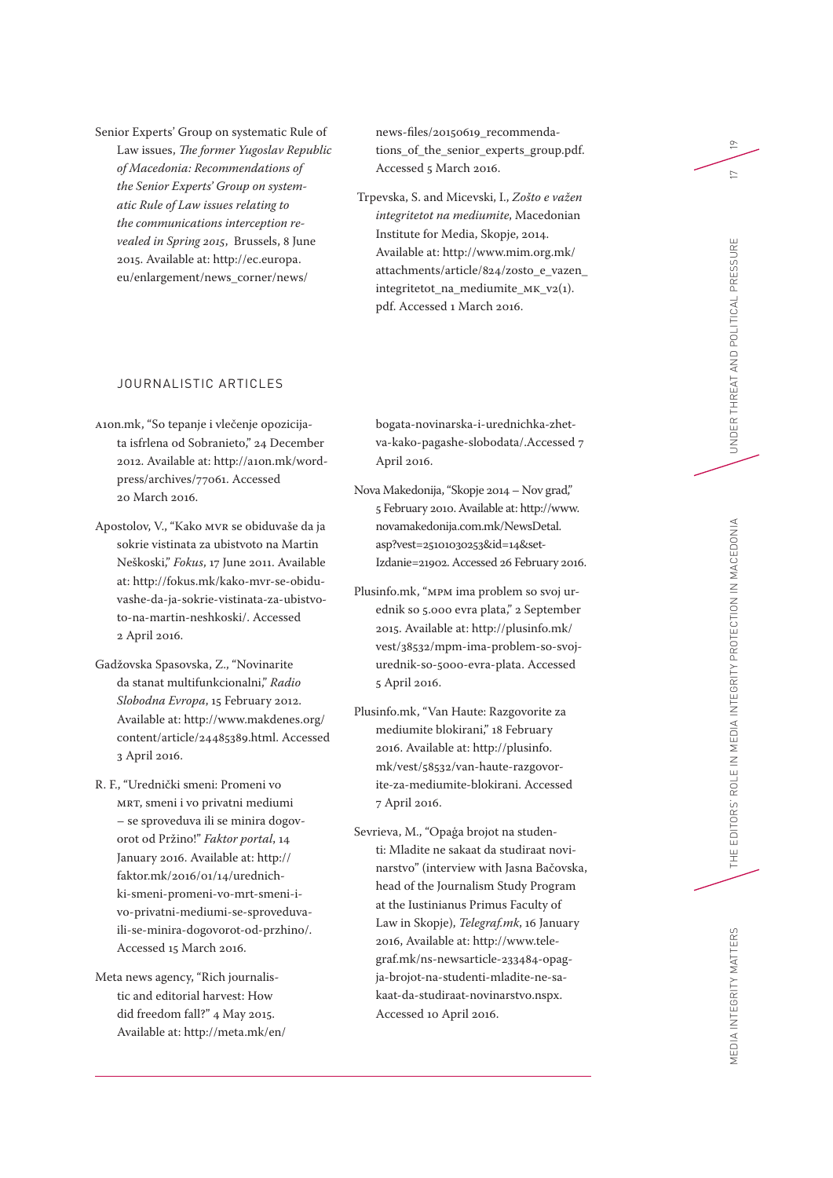Senior Experts' Group on systematic Rule of Law issues, *The former Yugoslav Republic of Macedonia: Recommendations of the Senior Experts' Group on systematic Rule of Law issues relating to the communications interception revealed in Spring 2015*, Brussels, 8 June 2015. Available at: http://ec.europa.eu/enlargement/news_corner/news/news-files/20150619_recommendations_of_the_senior_experts_group.pdf. Accessed 5 March 2016.

Trpevska, S. and Micevski, I., *Zošto e važen integritetot na mediumite*, Macedonian Institute for Media, Skopje, 2014. Available at: http://www.mim.org.mk/attachments/article/824/zosto_e_vazen_integritetot_na_mediumite_MK_v2(1).pdf. Accessed 1 March 2016.

## JOURNALISTIC ARTICLES

A1on.mk, "So tepanje i vlečenje opozicijata isfrlena od Sobranieto," 24 December 2012. Available at: http://a1on.mk/wordpress/archives/77061. Accessed 20 March 2016.

Apostolov, V., "Kako MVR se obiduvaše da ja sokrie vistinata za ubistvoto na Martin Neškoski," *Fokus*, 17 June 2011. Available at: http://fokus.mk/kako-mvr-se-obiduvashe-da-ja-sokrie-vistinata-za-ubistvoto-na-martin-neshkoski/. Accessed 2 April 2016.

Gadžovska Spasovska, Z., "Novinarite da stanat multifunkcionalni," *Radio Slobodna Evropa*, 15 February 2012. Available at: http://www.makdenes.org/content/article/24485389.html. Accessed 3 April 2016.

R. F., "Urednički smeni: Promeni vo MRT, smeni i vo privatni mediumi – se sproveduva ili se minira dogovorot od Pržino!" *Faktor portal*, 14 January 2016. Available at: http://faktor.mk/2016/01/14/urednichki-smeni-promeni-vo-mrt-smeni-i-vo-privatni-mediumi-se-sproveduva-ili-se-minira-dogovorot-od-przhino/. Accessed 15 March 2016.

Meta news agency, "Rich journalistic and editorial harvest: How did freedom fall?" 4 May 2015. Available at: http://meta.mk/en/bogata-novinarska-i-urednichka-zhetva-kako-pagashe-slobodata/.Accessed 7 April 2016.

Nova Makedonija, "Skopje 2014 – Nov grad," 5 February 2010. Available at: http://www.novamakedonija.com.mk/NewsDetal.asp?vest=25101030253&id=14&setIzdanie=21902. Accessed 26 February 2016.

Plusinfo.mk, "MPM ima problem so svoj urednik so 5.000 evra plata," 2 September 2015. Available at: http://plusinfo.mk/vest/38532/mpm-ima-problem-so-svoj-urednik-so-5000-evra-plata. Accessed 5 April 2016.

Plusinfo.mk, "Van Haute: Razgovorite za mediumite blokirani," 18 February 2016. Available at: http://plusinfo.mk/vest/58532/van-haute-razgovorite-za-mediumite-blokirani. Accessed 7 April 2016.

Sevrieva, M., "Opağa brojot na studenti: Mladite ne sakaat da studiraat novinarstvo" (interview with Jasna Bačovska, head of the Journalism Study Program at the Iustinianus Primus Faculty of Law in Skopje), *Telegraf.mk*, 16 January 2016, Available at: http://www.telegraf.mk/ns-newsarticle-233484-opagja-brojot-na-studenti-mladite-ne-sakaat-da-studiraat-novinarstvo.nspx. Accessed 10 April 2016.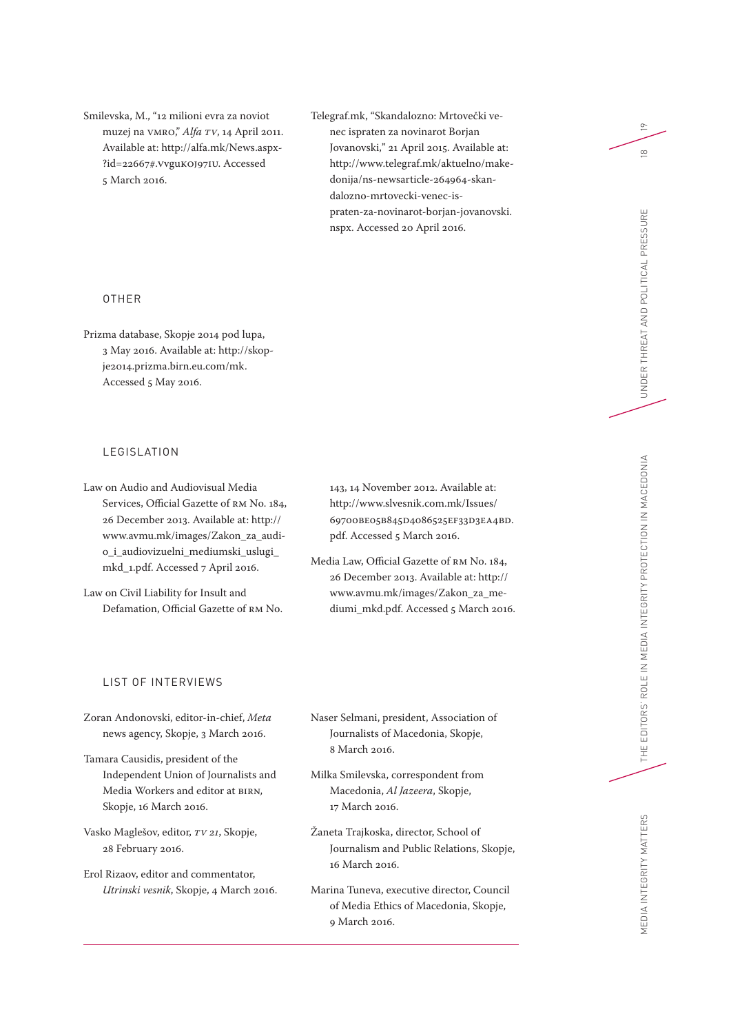Smilevska, M., "12 milioni evra za noviot muzej na VMRO," *Alfa TV*, 14 April 2011. Available at: http://alfa.mk/News.aspx?id=22667#.VvguKOJ97IU. Accessed 5 March 2016.

Telegraf.mk, "Skandalozno: Mrtovečki venec ispraten za novinarot Borjan Jovanovski," 21 April 2015. Available at: http://www.telegraf.mk/aktuelno/makedonija/ns-newsarticle-264964-skandalozno-mrtovecki-venec-ispraten-za-novinarot-borjan-jovanovski.nspx. Accessed 20 April 2016.

## OTHER

Prizma database, Skopje 2014 pod lupa, 3 May 2016. Available at: http://skopje2014.prizma.birn.eu.com/mk. Accessed 5 May 2016.

## LEGISLATION

Law on Audio and Audiovisual Media Services, Official Gazette of RM No. 184, 26 December 2013. Available at: http://www.avmu.mk/images/Zakon_za_audio_i_audiovizuelni_mediumski_uslugi_mkd_1.pdf. Accessed 7 April 2016.

Law on Civil Liability for Insult and Defamation, Official Gazette of RM No. 143, 14 November 2012. Available at: http://www.slvesnik.com.mk/Issues/69700BE05B845D4086525EF33D3EA4BD.pdf. Accessed 5 March 2016.

Media Law, Official Gazette of RM No. 184, 26 December 2013. Available at: http://www.avmu.mk/images/Zakon_za_mediumi_mkd.pdf. Accessed 5 March 2016.

## LIST OF INTERVIEWS

Zoran Andonovski, editor-in-chief, *Meta* news agency, Skopje, 3 March 2016.

Tamara Causidis, president of the Independent Union of Journalists and Media Workers and editor at BIRN, Skopje, 16 March 2016.

Vasko Maglešov, editor, *TV 21*, Skopje, 28 February 2016.

Erol Rizaov, editor and commentator, *Utrinski vesnik*, Skopje, 4 March 2016.

Naser Selmani, president, Association of Journalists of Macedonia, Skopje, 8 March 2016.

Milka Smilevska, correspondent from Macedonia, *Al Jazeera*, Skopje, 17 March 2016.

Žaneta Trajkoska, director, School of Journalism and Public Relations, Skopje, 16 March 2016.

Marina Tuneva, executive director, Council of Media Ethics of Macedonia, Skopje, 9 March 2016.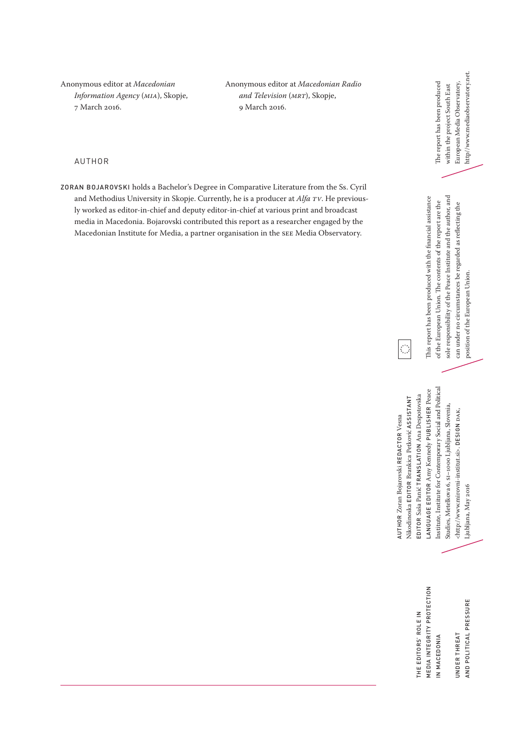Anonymous editor at *Macedonian Information Agency* (*MIA*), Skopje, 7 March 2016.

Anonymous editor at *Macedonian Radio and Television* (*MRT*), Skopje, 9 March 2016.

## AUTHOR

**ZORAN BOJAROVSKI** holds a Bachelor's Degree in Comparative Literature from the Ss. Cyril and Methodius University in Skopje. Currently, he is a producer at *Alfa TV*. He previously worked as editor-in-chief and deputy editor-in-chief at various print and broadcast media in Macedonia. Bojarovski contributed this report as a researcher engaged by the Macedonian Institute for Media, a partner organisation in the SEE Media Observatory.

THE EDITORS' ROLE IN MEDIA INTEGRITY PROTECTION IN MACEDONIA

UNDER THREAT AND POLITICAL PRESSURE

**AUTHOR** Zoran Bojarovski **REDACTOR** Vesna Nikodinoska **EDITOR** Brankica Petković **ASSISTANT EDITOR** Saša Panić **TRANSLATION** Ana Despotovska **LANGUAGE EDITOR** Amy Kennedy **PUBLISHER** Peace Institute, Institute for Contemporary Social and Political Studies, Metelkova 6, SI–1000 Ljubljana, Slovenia, <http://www.mirovni-institut.si>. **DESIGN** DAK, Ljubljana, May 2016

This report has been produced with the financial assistance of the European Union. The contents of the report are the sole responsibility of the Peace Institute and the author, and can under no circumstances be regarded as reflecting the position of the European Union.

The report has been produced within the project South East European Media Observatory, http://www.mediaobservatory.net.